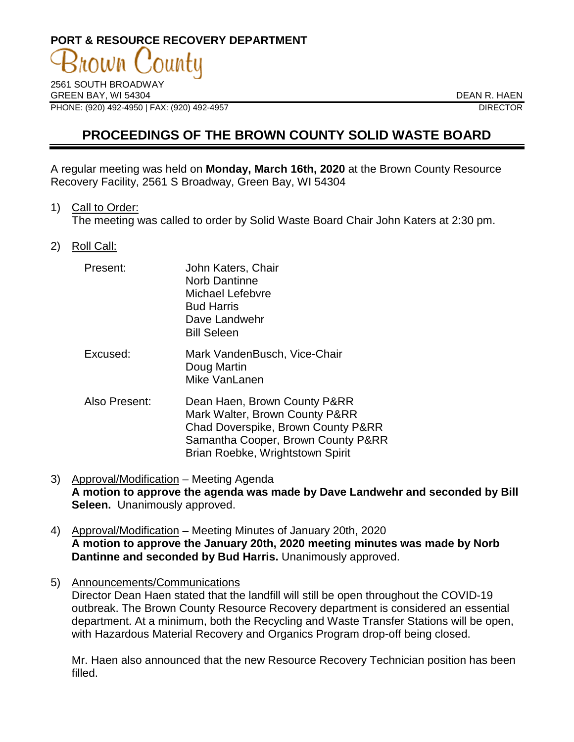**PORT & RESOURCE RECOVERY DEPARTMENT**

Brown County

2561 SOUTH BROADWAY
GREEN BAY, WI 54304
PHONE: (920) 492-4950 | FAX: (920) 492-4957

DEAN R. HAEN
DIRECTOR

# PROCEEDINGS OF THE BROWN COUNTY SOLID WASTE BOARD

A regular meeting was held on **Monday, March 16th, 2020** at the Brown County Resource Recovery Facility, 2561 S Broadway, Green Bay, WI 54304

1) Call to Order:
   The meeting was called to order by Solid Waste Board Chair John Katers at 2:30 pm.

2) Roll Call:

   Present:
   John Katers, Chair
   Norb Dantinne
   Michael Lefebvre
   Bud Harris
   Dave Landwehr
   Bill Seleen

   Excused:
   Mark VandenBusch, Vice-Chair
   Doug Martin
   Mike VanLanen

   Also Present:
   Dean Haen, Brown County P&RR
   Mark Walter, Brown County P&RR
   Chad Doverspike, Brown County P&RR
   Samantha Cooper, Brown County P&RR
   Brian Roebke, Wrightstown Spirit

3) Approval/Modification – Meeting Agenda
   **A motion to approve the agenda was made by Dave Landwehr and seconded by Bill Seleen.** Unanimously approved.

4) Approval/Modification – Meeting Minutes of January 20th, 2020
   **A motion to approve the January 20th, 2020 meeting minutes was made by Norb Dantinne and seconded by Bud Harris.** Unanimously approved.

5) Announcements/Communications
   Director Dean Haen stated that the landfill will still be open throughout the COVID-19 outbreak. The Brown County Resource Recovery department is considered an essential department. At a minimum, both the Recycling and Waste Transfer Stations will be open, with Hazardous Material Recovery and Organics Program drop-off being closed.

   Mr. Haen also announced that the new Resource Recovery Technician position has been filled.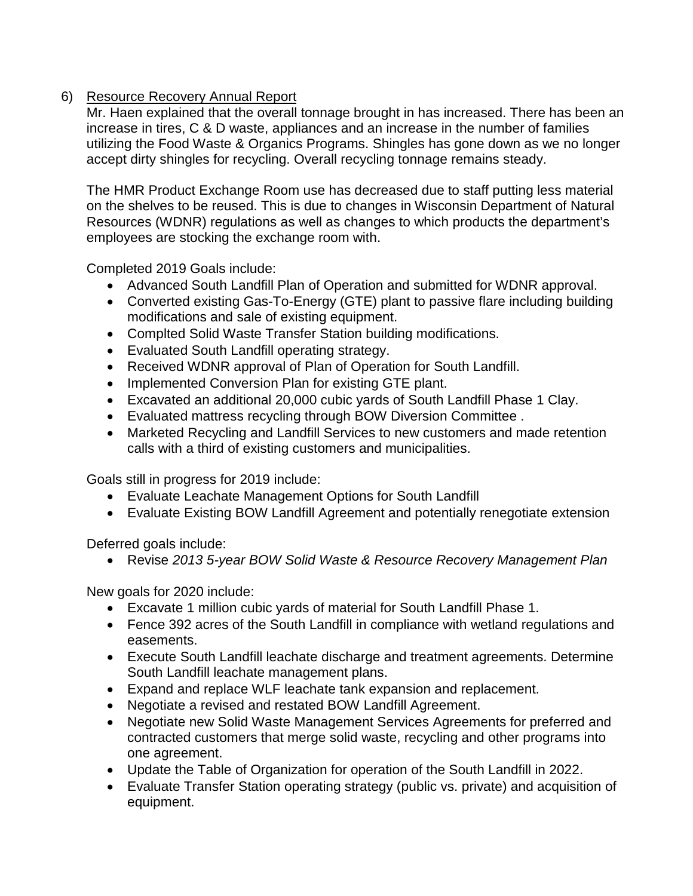6) <u>Resource Recovery Annual Report</u>

Mr. Haen explained that the overall tonnage brought in has increased. There has been an increase in tires, C & D waste, appliances and an increase in the number of families utilizing the Food Waste & Organics Programs. Shingles has gone down as we no longer accept dirty shingles for recycling. Overall recycling tonnage remains steady.

The HMR Product Exchange Room use has decreased due to staff putting less material on the shelves to be reused. This is due to changes in Wisconsin Department of Natural Resources (WDNR) regulations as well as changes to which products the department's employees are stocking the exchange room with.

Completed 2019 Goals include:

- Advanced South Landfill Plan of Operation and submitted for WDNR approval.
- Converted existing Gas-To-Energy (GTE) plant to passive flare including building modifications and sale of existing equipment.
- Complted Solid Waste Transfer Station building modifications.
- Evaluated South Landfill operating strategy.
- Received WDNR approval of Plan of Operation for South Landfill.
- Implemented Conversion Plan for existing GTE plant.
- Excavated an additional 20,000 cubic yards of South Landfill Phase 1 Clay.
- Evaluated mattress recycling through BOW Diversion Committee .
- Marketed Recycling and Landfill Services to new customers and made retention calls with a third of existing customers and municipalities.

Goals still in progress for 2019 include:

- Evaluate Leachate Management Options for South Landfill
- Evaluate Existing BOW Landfill Agreement and potentially renegotiate extension

Deferred goals include:

- Revise *2013 5-year BOW Solid Waste & Resource Recovery Management Plan*

New goals for 2020 include:

- Excavate 1 million cubic yards of material for South Landfill Phase 1.
- Fence 392 acres of the South Landfill in compliance with wetland regulations and easements.
- Execute South Landfill leachate discharge and treatment agreements. Determine South Landfill leachate management plans.
- Expand and replace WLF leachate tank expansion and replacement.
- Negotiate a revised and restated BOW Landfill Agreement.
- Negotiate new Solid Waste Management Services Agreements for preferred and contracted customers that merge solid waste, recycling and other programs into one agreement.
- Update the Table of Organization for operation of the South Landfill in 2022.
- Evaluate Transfer Station operating strategy (public vs. private) and acquisition of equipment.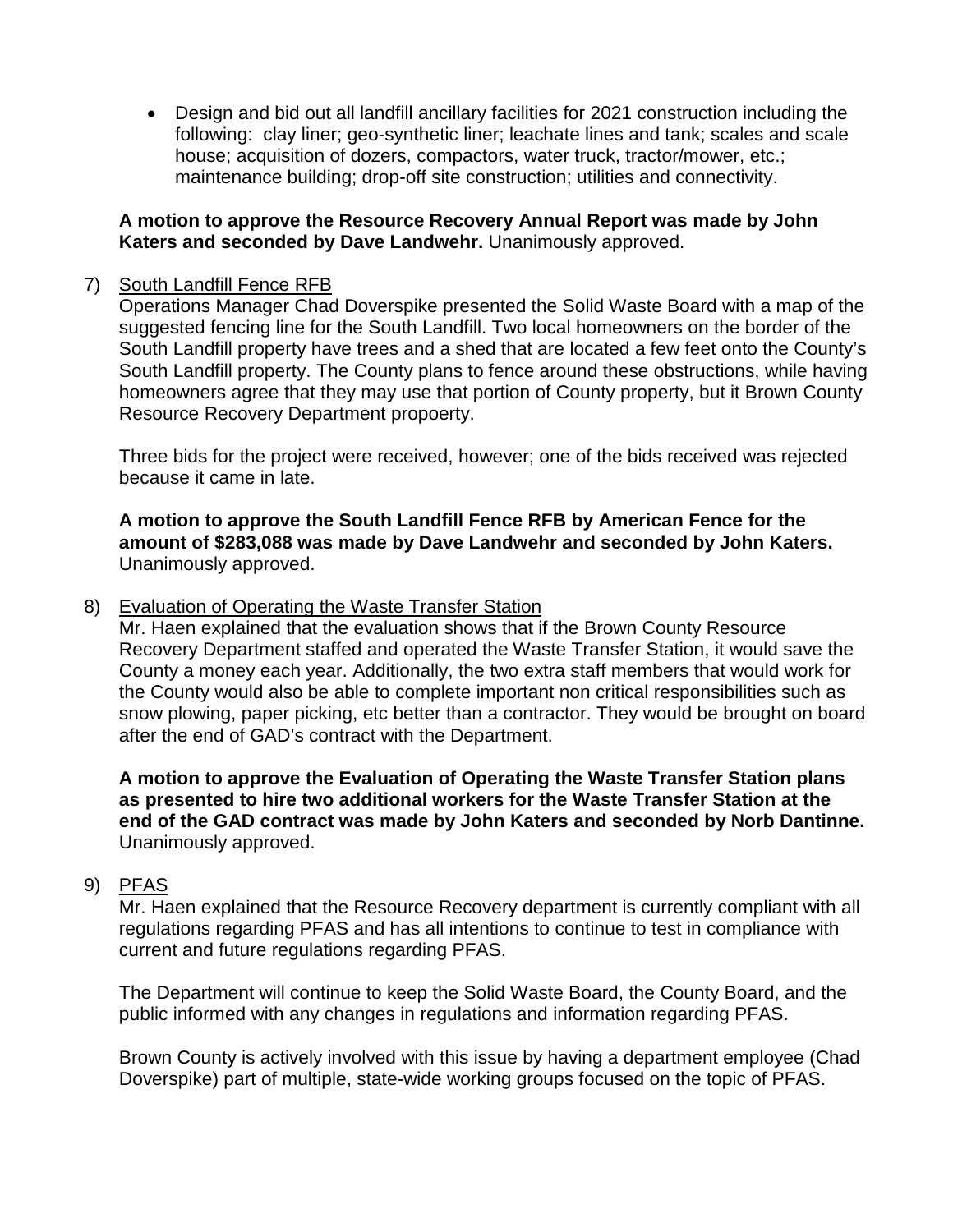- Design and bid out all landfill ancillary facilities for 2021 construction including the following: clay liner; geo-synthetic liner; leachate lines and tank; scales and scale house; acquisition of dozers, compactors, water truck, tractor/mower, etc.; maintenance building; drop-off site construction; utilities and connectivity.

**A motion to approve the Resource Recovery Annual Report was made by John Katers and seconded by Dave Landwehr.** Unanimously approved.

7) <u>South Landfill Fence RFB</u>

Operations Manager Chad Doverspike presented the Solid Waste Board with a map of the suggested fencing line for the South Landfill. Two local homeowners on the border of the South Landfill property have trees and a shed that are located a few feet onto the County's South Landfill property. The County plans to fence around these obstructions, while having homeowners agree that they may use that portion of County property, but it Brown County Resource Recovery Department propoerty.

Three bids for the project were received, however; one of the bids received was rejected because it came in late.

**A motion to approve the South Landfill Fence RFB by American Fence for the amount of $283,088 was made by Dave Landwehr and seconded by John Katers.** Unanimously approved.

8) <u>Evaluation of Operating the Waste Transfer Station</u>

Mr. Haen explained that the evaluation shows that if the Brown County Resource Recovery Department staffed and operated the Waste Transfer Station, it would save the County a money each year. Additionally, the two extra staff members that would work for the County would also be able to complete important non critical responsibilities such as snow plowing, paper picking, etc better than a contractor. They would be brought on board after the end of GAD's contract with the Department.

**A motion to approve the Evaluation of Operating the Waste Transfer Station plans as presented to hire two additional workers for the Waste Transfer Station at the end of the GAD contract was made by John Katers and seconded by Norb Dantinne.** Unanimously approved.

9) <u>PFAS</u>

Mr. Haen explained that the Resource Recovery department is currently compliant with all regulations regarding PFAS and has all intentions to continue to test in compliance with current and future regulations regarding PFAS.

The Department will continue to keep the Solid Waste Board, the County Board, and the public informed with any changes in regulations and information regarding PFAS.

Brown County is actively involved with this issue by having a department employee (Chad Doverspike) part of multiple, state-wide working groups focused on the topic of PFAS.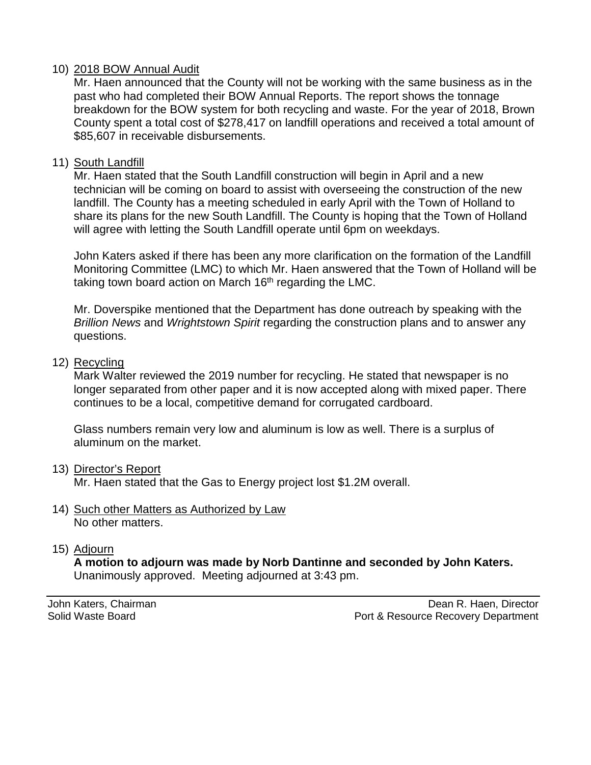10) <u>2018 BOW Annual Audit</u>

Mr. Haen announced that the County will not be working with the same business as in the past who had completed their BOW Annual Reports. The report shows the tonnage breakdown for the BOW system for both recycling and waste. For the year of 2018, Brown County spent a total cost of $278,417 on landfill operations and received a total amount of $85,607 in receivable disbursements.

11) <u>South Landfill</u>

Mr. Haen stated that the South Landfill construction will begin in April and a new technician will be coming on board to assist with overseeing the construction of the new landfill. The County has a meeting scheduled in early April with the Town of Holland to share its plans for the new South Landfill. The County is hoping that the Town of Holland will agree with letting the South Landfill operate until 6pm on weekdays.

John Katers asked if there has been any more clarification on the formation of the Landfill Monitoring Committee (LMC) to which Mr. Haen answered that the Town of Holland will be taking town board action on March 16th regarding the LMC.

Mr. Doverspike mentioned that the Department has done outreach by speaking with the *Brillion News* and *Wrightstown Spirit* regarding the construction plans and to answer any questions.

12) <u>Recycling</u>

Mark Walter reviewed the 2019 number for recycling. He stated that newspaper is no longer separated from other paper and it is now accepted along with mixed paper. There continues to be a local, competitive demand for corrugated cardboard.

Glass numbers remain very low and aluminum is low as well. There is a surplus of aluminum on the market.

13) <u>Director's Report</u>

Mr. Haen stated that the Gas to Energy project lost $1.2M overall.

14) <u>Such other Matters as Authorized by Law</u>

No other matters.

15) <u>Adjourn</u>

**A motion to adjourn was made by Norb Dantinne and seconded by John Katers.** Unanimously approved. Meeting adjourned at 3:43 pm.

| | |
|---|---|
| John Katers, Chairman | Dean R. Haen, Director |
| Solid Waste Board | Port & Resource Recovery Department |